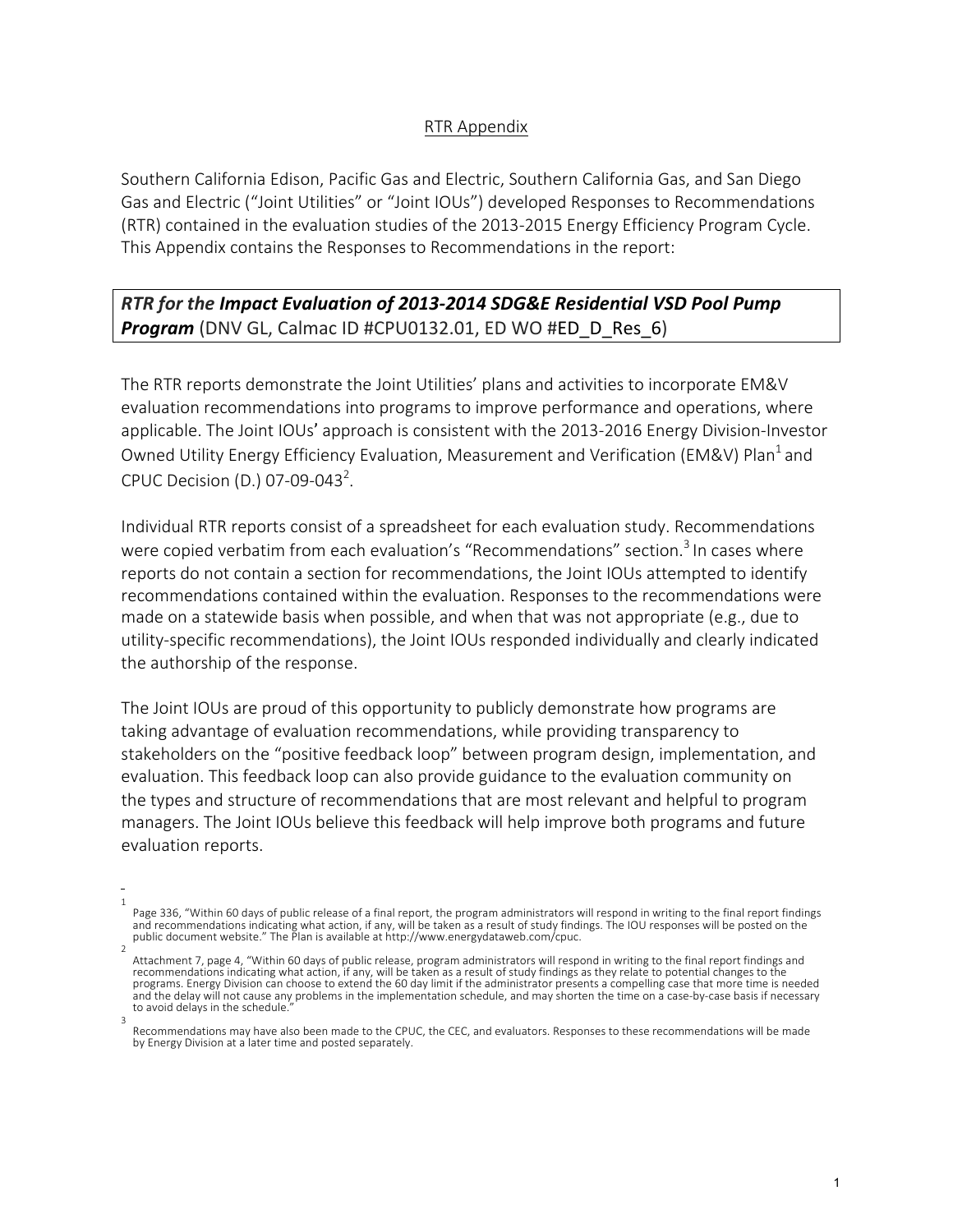RTR Appendix

Southern California Edison, Pacific Gas and Electric, Southern California Gas, and San Diego Gas and Electric ("Joint Utilities" or "Joint IOUs") developed Responses to Recommendations (RTR) contained in the evaluation studies of the 2013-2015 Energy Efficiency Program Cycle. This Appendix contains the Responses to Recommendations in the report:

***RTR for the Impact Evaluation of 2013-2014 SDG&E Residential VSD Pool Pump Program*** (DNV GL, Calmac ID #CPU0132.01, ED WO #ED_D_Res_6)

The RTR reports demonstrate the Joint Utilities' plans and activities to incorporate EM&V evaluation recommendations into programs to improve performance and operations, where applicable. The Joint IOUs' approach is consistent with the 2013-2016 Energy Division-Investor Owned Utility Energy Efficiency Evaluation, Measurement and Verification (EM&V) Plan[1] and CPUC Decision (D.) 07-09-043[2].

Individual RTR reports consist of a spreadsheet for each evaluation study. Recommendations were copied verbatim from each evaluation's "Recommendations" section.[3] In cases where reports do not contain a section for recommendations, the Joint IOUs attempted to identify recommendations contained within the evaluation. Responses to the recommendations were made on a statewide basis when possible, and when that was not appropriate (e.g., due to utility-specific recommendations), the Joint IOUs responded individually and clearly indicated the authorship of the response.

The Joint IOUs are proud of this opportunity to publicly demonstrate how programs are taking advantage of evaluation recommendations, while providing transparency to stakeholders on the "positive feedback loop" between program design, implementation, and evaluation. This feedback loop can also provide guidance to the evaluation community on the types and structure of recommendations that are most relevant and helpful to program managers. The Joint IOUs believe this feedback will help improve both programs and future evaluation reports.

---

[1] Page 336, "Within 60 days of public release of a final report, the program administrators will respond in writing to the final report findings and recommendations indicating what action, if any, will be taken as a result of study findings. The IOU responses will be posted on the public document website." The Plan is available at http://www.energydataweb.com/cpuc.

[2] Attachment 7, page 4, "Within 60 days of public release, program administrators will respond in writing to the final report findings and recommendations indicating what action, if any, will be taken as a result of study findings as they relate to potential changes to the programs. Energy Division can choose to extend the 60 day limit if the administrator presents a compelling case that more time is needed and the delay will not cause any problems in the implementation schedule, and may shorten the time on a case-by-case basis if necessary to avoid delays in the schedule."

[3] Recommendations may have also been made to the CPUC, the CEC, and evaluators. Responses to these recommendations will be made by Energy Division at a later time and posted separately.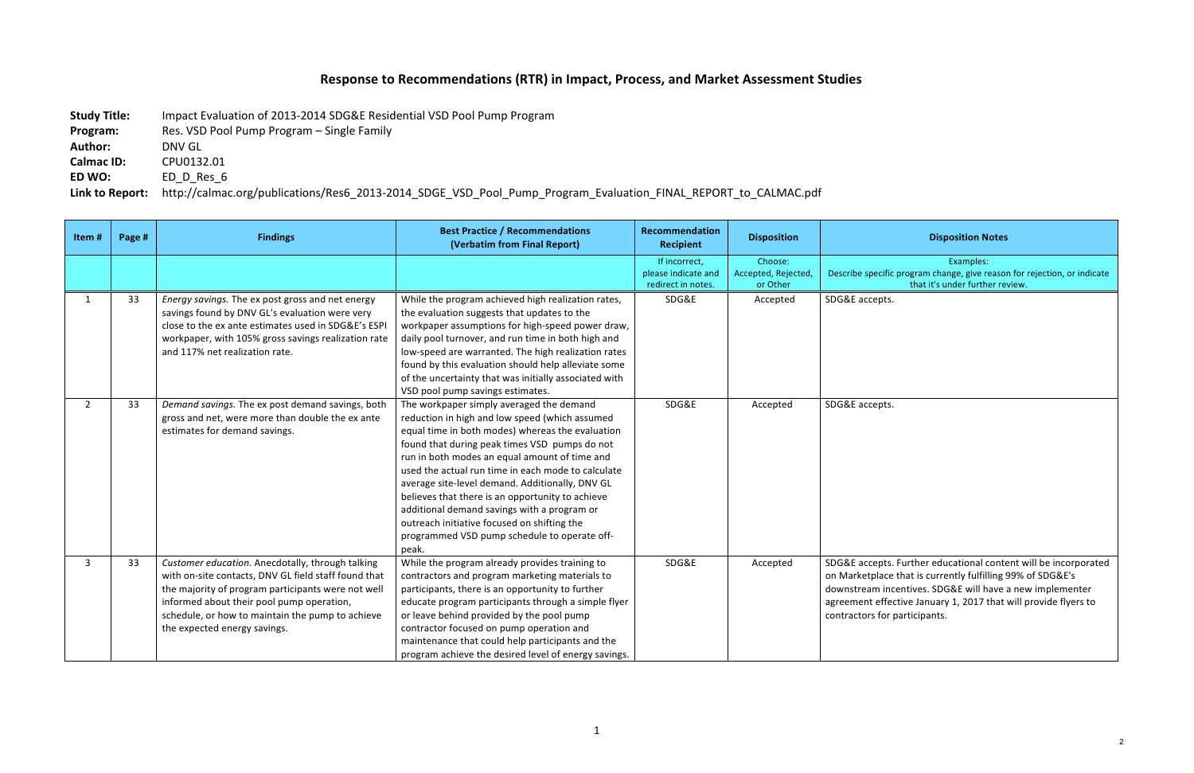# Response to Recommendations (RTR) in Impact, Process, and Market Assessment Studies

**Study Title:** Impact Evaluation of 2013-2014 SDG&E Residential VSD Pool Pump Program
**Program:** Res. VSD Pool Pump Program – Single Family
**Author:** DNV GL
**Calmac ID:** CPU0132.01
**ED WO:** ED_D_Res_6
**Link to Report:** http://calmac.org/publications/Res6_2013-2014_SDGE_VSD_Pool_Pump_Program_Evaluation_FINAL_REPORT_to_CALMAC.pdf

| Item # | Page # | Findings | Best Practice / Recommendations (Verbatim from Final Report) | Recommendation Recipient | Disposition | Disposition Notes |
|---|---|---|---|---|---|---|
| | | | | If incorrect, please indicate and redirect in notes. | Choose: Accepted, Rejected, or Other | Examples: Describe specific program change, give reason for rejection, or indicate that it's under further review. |
| 1 | 33 | *Energy savings.* The ex post gross and net energy savings found by DNV GL's evaluation were very close to the ex ante estimates used in SDG&E's ESPI workpaper, with 105% gross savings realization rate and 117% net realization rate. | While the program achieved high realization rates, the evaluation suggests that updates to the workpaper assumptions for high-speed power draw, daily pool turnover, and run time in both high and low-speed are warranted. The high realization rates found by this evaluation should help alleviate some of the uncertainty that was initially associated with VSD pool pump savings estimates. | SDG&E | Accepted | SDG&E accepts. |
| 2 | 33 | *Demand savings.* The ex post demand savings, both gross and net, were more than double the ex ante estimates for demand savings. | The workpaper simply averaged the demand reduction in high and low speed (which assumed equal time in both modes) whereas the evaluation found that during peak times VSD pumps do not run in both modes an equal amount of time and used the actual run time in each mode to calculate average site-level demand. Additionally, DNV GL believes that there is an opportunity to achieve additional demand savings with a program or outreach initiative focused on shifting the programmed VSD pump schedule to operate off-peak. | SDG&E | Accepted | SDG&E accepts. |
| 3 | 33 | *Customer education.* Anecdotally, through talking with on-site contacts, DNV GL field staff found that the majority of program participants were not well informed about their pool pump operation, schedule, or how to maintain the pump to achieve the expected energy savings. | While the program already provides training to contractors and program marketing materials to participants, there is an opportunity to further educate program participants through a simple flyer or leave behind provided by the pool pump contractor focused on pump operation and maintenance that could help participants and the program achieve the desired level of energy savings. | SDG&E | Accepted | SDG&E accepts. Further educational content will be incorporated on Marketplace that is currently fulfilling 99% of SDG&E's downstream incentives. SDG&E will have a new implementer agreement effective January 1, 2017 that will provide flyers to contractors for participants. |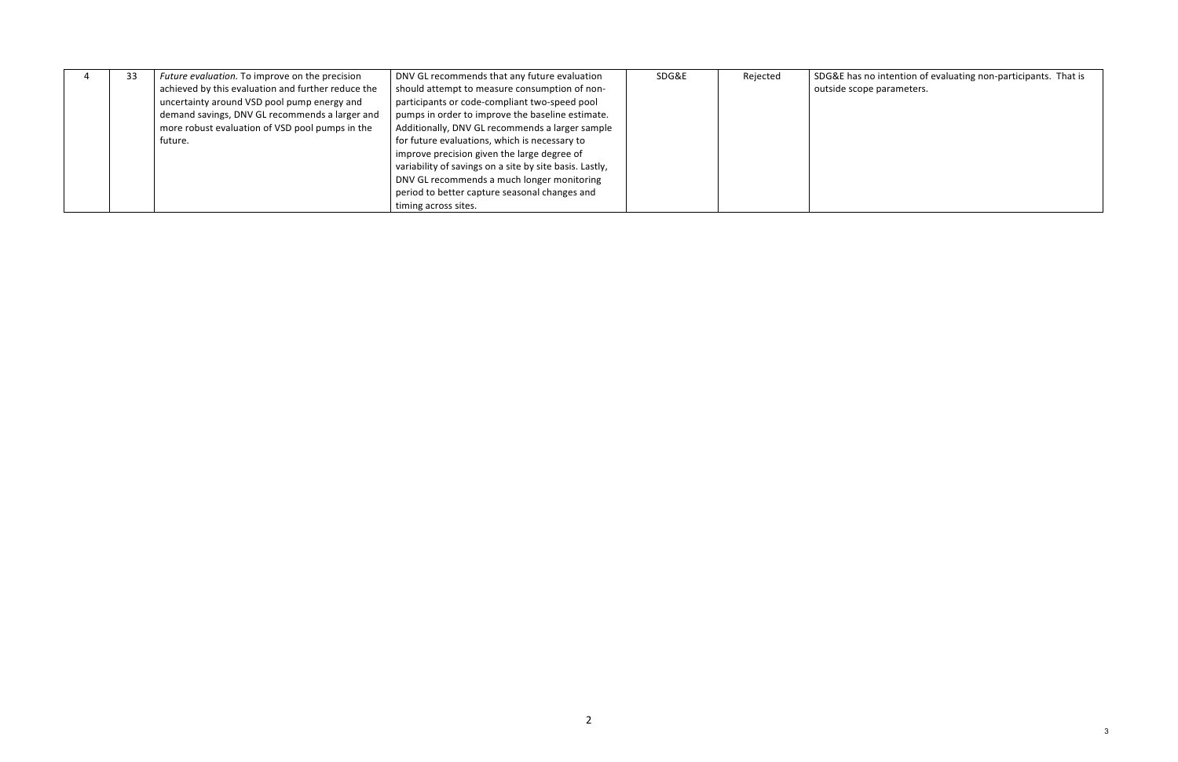| | | | | | | |
|---|---|---|---|---|---|---|
| 4 | 33 | *Future evaluation.* To improve on the precision achieved by this evaluation and further reduce the uncertainty around VSD pool pump energy and demand savings, DNV GL recommends a larger and more robust evaluation of VSD pool pumps in the future. | DNV GL recommends that any future evaluation should attempt to measure consumption of non-participants or code-compliant two-speed pool pumps in order to improve the baseline estimate. Additionally, DNV GL recommends a larger sample for future evaluations, which is necessary to improve precision given the large degree of variability of savings on a site by site basis. Lastly, DNV GL recommends a much longer monitoring period to better capture seasonal changes and timing across sites. | SDG&E | Rejected | SDG&E has no intention of evaluating non-participants. That is outside scope parameters. |